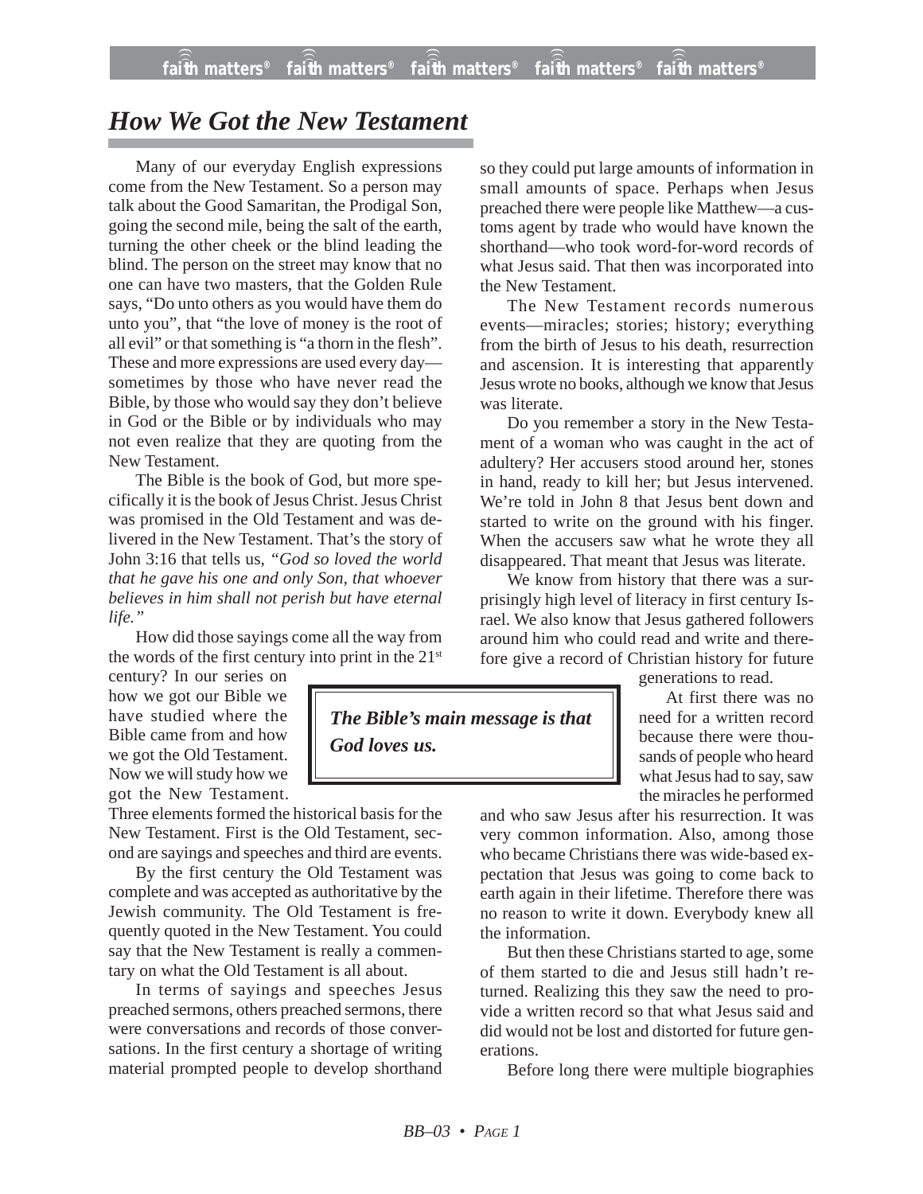# How We Got the New Testament

Many of our everyday English expressions come from the New Testament. So a person may talk about the Good Samaritan, the Prodigal Son, going the second mile, being the salt of the earth, turning the other cheek or the blind leading the blind. The person on the street may know that no one can have two masters, that the Golden Rule says, "Do unto others as you would have them do unto you", that "the love of money is the root of all evil" or that something is "a thorn in the flesh". These and more expressions are used every day—sometimes by those who have never read the Bible, by those who would say they don't believe in God or the Bible or by individuals who may not even realize that they are quoting from the New Testament.

The Bible is the book of God, but more specifically it is the book of Jesus Christ. Jesus Christ was promised in the Old Testament and was delivered in the New Testament. That's the story of John 3:16 that tells us, *"God so loved the world that he gave his one and only Son, that whoever believes in him shall not perish but have eternal life."*

How did those sayings come all the way from the words of the first century into print in the 21st century? In our series on how we got our Bible we have studied where the Bible came from and how we got the Old Testament. Now we will study how we got the New Testament. Three elements formed the historical basis for the New Testament. First is the Old Testament, second are sayings and speeches and third are events.

By the first century the Old Testament was complete and was accepted as authoritative by the Jewish community. The Old Testament is frequently quoted in the New Testament. You could say that the New Testament is really a commentary on what the Old Testament is all about.

In terms of sayings and speeches Jesus preached sermons, others preached sermons, there were conversations and records of those conversations. In the first century a shortage of writing material prompted people to develop shorthand so they could put large amounts of information in small amounts of space. Perhaps when Jesus preached there were people like Matthew—a customs agent by trade who would have known the shorthand—who took word-for-word records of what Jesus said. That then was incorporated into the New Testament.

The New Testament records numerous events—miracles; stories; history; everything from the birth of Jesus to his death, resurrection and ascension. It is interesting that apparently Jesus wrote no books, although we know that Jesus was literate.

Do you remember a story in the New Testament of a woman who was caught in the act of adultery? Her accusers stood around her, stones in hand, ready to kill her; but Jesus intervened. We're told in John 8 that Jesus bent down and started to write on the ground with his finger. When the accusers saw what he wrote they all disappeared. That meant that Jesus was literate.

We know from history that there was a surprisingly high level of literacy in first century Israel. We also know that Jesus gathered followers around him who could read and write and therefore give a record of Christian history for future generations to read.

> ***The Bible's main message is that God loves us.***

At first there was no need for a written record because there were thousands of people who heard what Jesus had to say, saw the miracles he performed and who saw Jesus after his resurrection. It was very common information. Also, among those who became Christians there was wide-based expectation that Jesus was going to come back to earth again in their lifetime. Therefore there was no reason to write it down. Everybody knew all the information.

But then these Christians started to age, some of them started to die and Jesus still hadn't returned. Realizing this they saw the need to provide a written record so that what Jesus said and did would not be lost and distorted for future generations.

Before long there were multiple biographies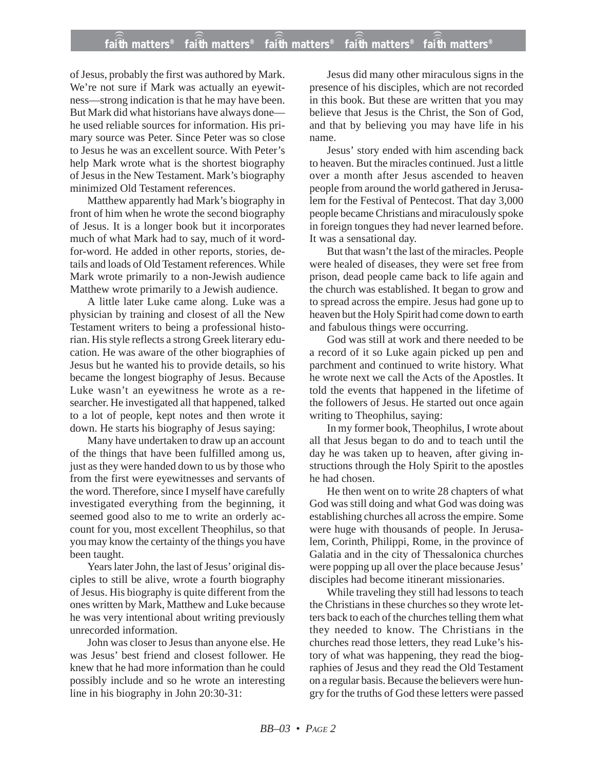of Jesus, probably the first was authored by Mark. We're not sure if Mark was actually an eyewitness—strong indication is that he may have been. But Mark did what historians have always done—he used reliable sources for information. His primary source was Peter. Since Peter was so close to Jesus he was an excellent source. With Peter's help Mark wrote what is the shortest biography of Jesus in the New Testament. Mark's biography minimized Old Testament references.

Matthew apparently had Mark's biography in front of him when he wrote the second biography of Jesus. It is a longer book but it incorporates much of what Mark had to say, much of it word-for-word. He added in other reports, stories, details and loads of Old Testament references. While Mark wrote primarily to a non-Jewish audience Matthew wrote primarily to a Jewish audience.

A little later Luke came along. Luke was a physician by training and closest of all the New Testament writers to being a professional historian. His style reflects a strong Greek literary education. He was aware of the other biographies of Jesus but he wanted his to provide details, so his became the longest biography of Jesus. Because Luke wasn't an eyewitness he wrote as a researcher. He investigated all that happened, talked to a lot of people, kept notes and then wrote it down. He starts his biography of Jesus saying:

Many have undertaken to draw up an account of the things that have been fulfilled among us, just as they were handed down to us by those who from the first were eyewitnesses and servants of the word. Therefore, since I myself have carefully investigated everything from the beginning, it seemed good also to me to write an orderly account for you, most excellent Theophilus, so that you may know the certainty of the things you have been taught.

Years later John, the last of Jesus' original disciples to still be alive, wrote a fourth biography of Jesus. His biography is quite different from the ones written by Mark, Matthew and Luke because he was very intentional about writing previously unrecorded information.

John was closer to Jesus than anyone else. He was Jesus' best friend and closest follower. He knew that he had more information than he could possibly include and so he wrote an interesting line in his biography in John 20:30-31:

Jesus did many other miraculous signs in the presence of his disciples, which are not recorded in this book. But these are written that you may believe that Jesus is the Christ, the Son of God, and that by believing you may have life in his name.

Jesus' story ended with him ascending back to heaven. But the miracles continued. Just a little over a month after Jesus ascended to heaven people from around the world gathered in Jerusalem for the Festival of Pentecost. That day 3,000 people became Christians and miraculously spoke in foreign tongues they had never learned before. It was a sensational day.

But that wasn't the last of the miracles. People were healed of diseases, they were set free from prison, dead people came back to life again and the church was established. It began to grow and to spread across the empire. Jesus had gone up to heaven but the Holy Spirit had come down to earth and fabulous things were occurring.

God was still at work and there needed to be a record of it so Luke again picked up pen and parchment and continued to write history. What he wrote next we call the Acts of the Apostles. It told the events that happened in the lifetime of the followers of Jesus. He started out once again writing to Theophilus, saying:

In my former book, Theophilus, I wrote about all that Jesus began to do and to teach until the day he was taken up to heaven, after giving instructions through the Holy Spirit to the apostles he had chosen.

He then went on to write 28 chapters of what God was still doing and what God was doing was establishing churches all across the empire. Some were huge with thousands of people. In Jerusalem, Corinth, Philippi, Rome, in the province of Galatia and in the city of Thessalonica churches were popping up all over the place because Jesus' disciples had become itinerant missionaries.

While traveling they still had lessons to teach the Christians in these churches so they wrote letters back to each of the churches telling them what they needed to know. The Christians in the churches read those letters, they read Luke's history of what was happening, they read the biographies of Jesus and they read the Old Testament on a regular basis. Because the believers were hungry for the truths of God these letters were passed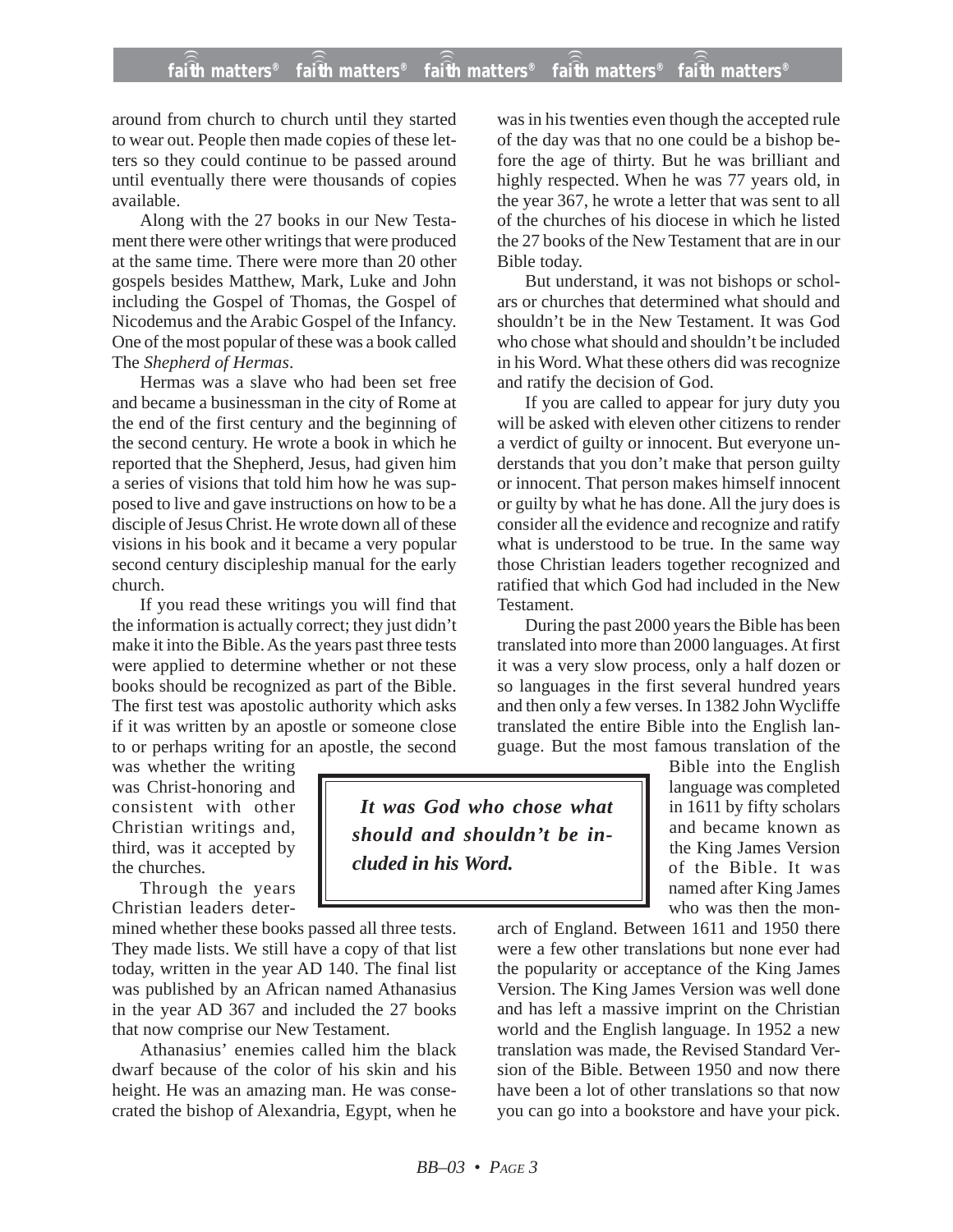around from church to church until they started to wear out. People then made copies of these letters so they could continue to be passed around until eventually there were thousands of copies available.

Along with the 27 books in our New Testament there were other writings that were produced at the same time. There were more than 20 other gospels besides Matthew, Mark, Luke and John including the Gospel of Thomas, the Gospel of Nicodemus and the Arabic Gospel of the Infancy. One of the most popular of these was a book called The *Shepherd of Hermas*.

Hermas was a slave who had been set free and became a businessman in the city of Rome at the end of the first century and the beginning of the second century. He wrote a book in which he reported that the Shepherd, Jesus, had given him a series of visions that told him how he was supposed to live and gave instructions on how to be a disciple of Jesus Christ. He wrote down all of these visions in his book and it became a very popular second century discipleship manual for the early church.

If you read these writings you will find that the information is actually correct; they just didn't make it into the Bible. As the years past three tests were applied to determine whether or not these books should be recognized as part of the Bible. The first test was apostolic authority which asks if it was written by an apostle or someone close to or perhaps writing for an apostle, the second was whether the writing was Christ-honoring and consistent with other Christian writings and, third, was it accepted by the churches.

Through the years Christian leaders determined whether these books passed all three tests. They made lists. We still have a copy of that list today, written in the year AD 140. The final list was published by an African named Athanasius in the year AD 367 and included the 27 books that now comprise our New Testament.

Athanasius' enemies called him the black dwarf because of the color of his skin and his height. He was an amazing man. He was consecrated the bishop of Alexandria, Egypt, when he was in his twenties even though the accepted rule of the day was that no one could be a bishop before the age of thirty. But he was brilliant and highly respected. When he was 77 years old, in the year 367, he wrote a letter that was sent to all of the churches of his diocese in which he listed the 27 books of the New Testament that are in our Bible today.

But understand, it was not bishops or scholars or churches that determined what should and shouldn't be in the New Testament. It was God who chose what should and shouldn't be included in his Word. What these others did was recognize and ratify the decision of God.

If you are called to appear for jury duty you will be asked with eleven other citizens to render a verdict of guilty or innocent. But everyone understands that you don't make that person guilty or innocent. That person makes himself innocent or guilty by what he has done. All the jury does is consider all the evidence and recognize and ratify what is understood to be true. In the same way those Christian leaders together recognized and ratified that which God had included in the New Testament.

During the past 2000 years the Bible has been translated into more than 2000 languages. At first it was a very slow process, only a half dozen or so languages in the first several hundred years and then only a few verses. In 1382 John Wycliffe translated the entire Bible into the English language. But the most famous translation of the Bible into the English language was completed in 1611 by fifty scholars and became known as the King James Version of the Bible. It was named after King James who was then the monarch of England. Between 1611 and 1950 there were a few other translations but none ever had the popularity or acceptance of the King James Version. The King James Version was well done and has left a massive imprint on the Christian world and the English language. In 1952 a new translation was made, the Revised Standard Version of the Bible. Between 1950 and now there have been a lot of other translations so that now you can go into a bookstore and have your pick.

> ***It was God who chose what should and shouldn't be included in his Word.***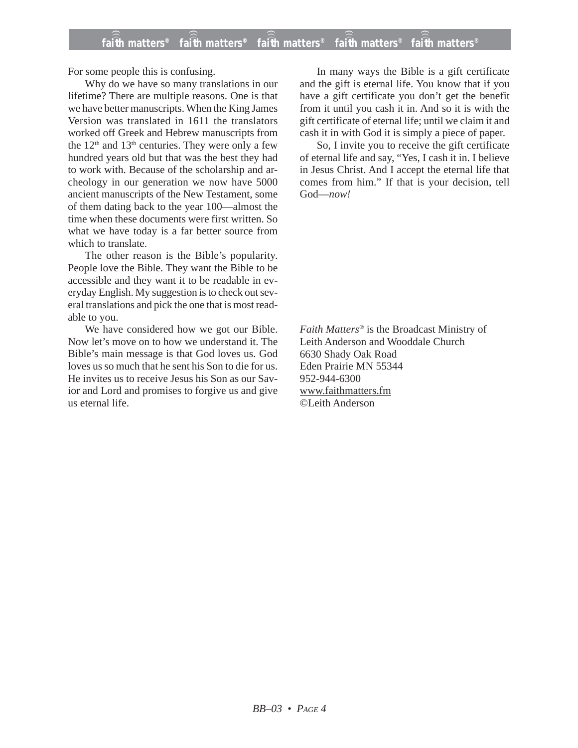For some people this is confusing.

Why do we have so many translations in our lifetime? There are multiple reasons. One is that we have better manuscripts. When the King James Version was translated in 1611 the translators worked off Greek and Hebrew manuscripts from the 12th and 13th centuries. They were only a few hundred years old but that was the best they had to work with. Because of the scholarship and archeology in our generation we now have 5000 ancient manuscripts of the New Testament, some of them dating back to the year 100—almost the time when these documents were first written. So what we have today is a far better source from which to translate.

The other reason is the Bible's popularity. People love the Bible. They want the Bible to be accessible and they want it to be readable in everyday English. My suggestion is to check out several translations and pick the one that is most readable to you.

We have considered how we got our Bible. Now let's move on to how we understand it. The Bible's main message is that God loves us. God loves us so much that he sent his Son to die for us. He invites us to receive Jesus his Son as our Savior and Lord and promises to forgive us and give us eternal life.

In many ways the Bible is a gift certificate and the gift is eternal life. You know that if you have a gift certificate you don't get the benefit from it until you cash it in. And so it is with the gift certificate of eternal life; until we claim it and cash it in with God it is simply a piece of paper.

So, I invite you to receive the gift certificate of eternal life and say, "Yes, I cash it in. I believe in Jesus Christ. And I accept the eternal life that comes from him." If that is your decision, tell God—*now!*

*Faith Matters*® is the Broadcast Ministry of
Leith Anderson and Wooddale Church
6630 Shady Oak Road
Eden Prairie MN 55344
952-944-6300
www.faithmatters.fm
©Leith Anderson